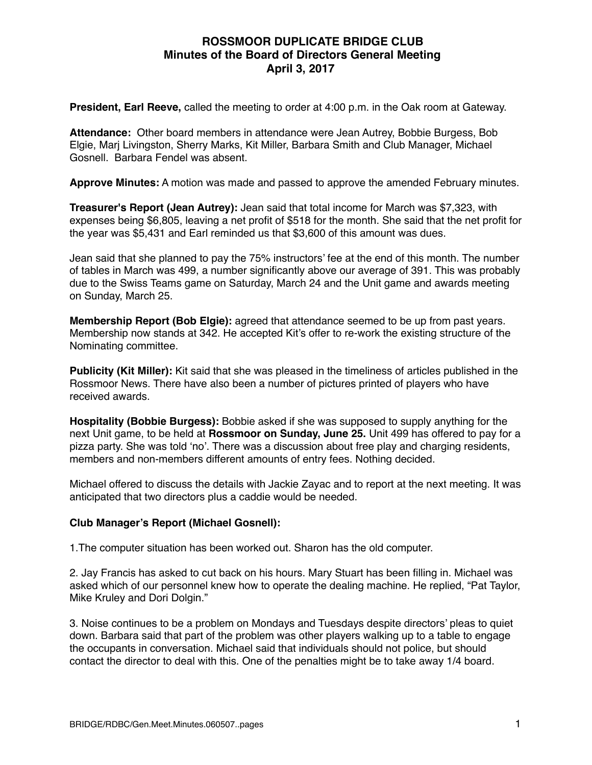# ROSSMOOR DUPLICATE BRIDGE CLUB
## Minutes of the Board of Directors General Meeting
## April 3, 2017

**President, Earl Reeve,** called the meeting to order at 4:00 p.m. in the Oak room at Gateway.

**Attendance:** Other board members in attendance were Jean Autrey, Bobbie Burgess, Bob Elgie, Marj Livingston, Sherry Marks, Kit Miller, Barbara Smith and Club Manager, Michael Gosnell. Barbara Fendel was absent.

**Approve Minutes:** A motion was made and passed to approve the amended February minutes.

**Treasurer's Report (Jean Autrey):** Jean said that total income for March was $7,323, with expenses being $6,805, leaving a net profit of $518 for the month. She said that the net profit for the year was $5,431 and Earl reminded us that $3,600 of this amount was dues.

Jean said that she planned to pay the 75% instructors' fee at the end of this month. The number of tables in March was 499, a number significantly above our average of 391. This was probably due to the Swiss Teams game on Saturday, March 24 and the Unit game and awards meeting on Sunday, March 25.

**Membership Report (Bob Elgie):** agreed that attendance seemed to be up from past years. Membership now stands at 342. He accepted Kit's offer to re-work the existing structure of the Nominating committee.

**Publicity (Kit Miller):** Kit said that she was pleased in the timeliness of articles published in the Rossmoor News. There have also been a number of pictures printed of players who have received awards.

**Hospitality (Bobbie Burgess):** Bobbie asked if she was supposed to supply anything for the next Unit game, to be held at **Rossmoor on Sunday, June 25.** Unit 499 has offered to pay for a pizza party. She was told 'no'. There was a discussion about free play and charging residents, members and non-members different amounts of entry fees. Nothing decided.

Michael offered to discuss the details with Jackie Zayac and to report at the next meeting. It was anticipated that two directors plus a caddie would be needed.

**Club Manager's Report (Michael Gosnell):**

1.The computer situation has been worked out. Sharon has the old computer.

2. Jay Francis has asked to cut back on his hours. Mary Stuart has been filling in. Michael was asked which of our personnel knew how to operate the dealing machine. He replied, "Pat Taylor, Mike Kruley and Dori Dolgin."

3. Noise continues to be a problem on Mondays and Tuesdays despite directors' pleas to quiet down. Barbara said that part of the problem was other players walking up to a table to engage the occupants in conversation. Michael said that individuals should not police, but should contact the director to deal with this. One of the penalties might be to take away 1/4 board.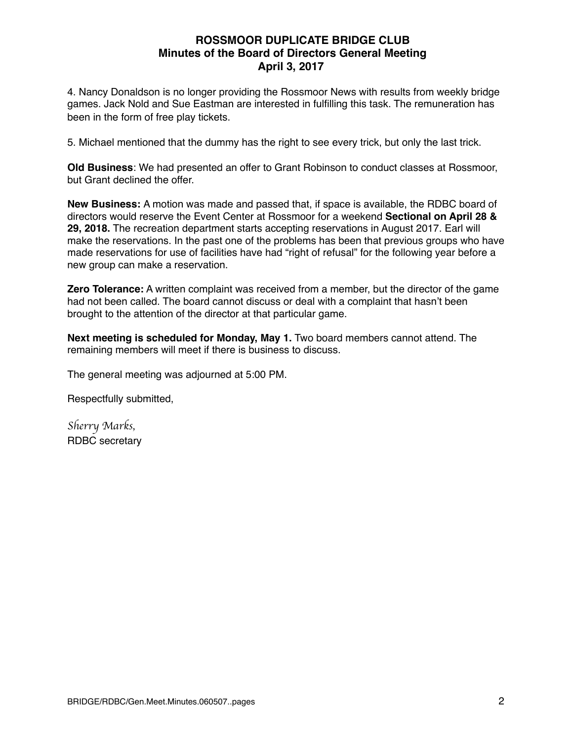# ROSSMOOR DUPLICATE BRIDGE CLUB
## Minutes of the Board of Directors General Meeting
## April 3, 2017

4. Nancy Donaldson is no longer providing the Rossmoor News with results from weekly bridge games. Jack Nold and Sue Eastman are interested in fulfilling this task. The remuneration has been in the form of free play tickets.

5. Michael mentioned that the dummy has the right to see every trick, but only the last trick.

**Old Business**: We had presented an offer to Grant Robinson to conduct classes at Rossmoor, but Grant declined the offer.

**New Business:** A motion was made and passed that, if space is available, the RDBC board of directors would reserve the Event Center at Rossmoor for a weekend **Sectional on April 28 & 29, 2018.** The recreation department starts accepting reservations in August 2017. Earl will make the reservations. In the past one of the problems has been that previous groups who have made reservations for use of facilities have had "right of refusal" for the following year before a new group can make a reservation.

**Zero Tolerance:** A written complaint was received from a member, but the director of the game had not been called. The board cannot discuss or deal with a complaint that hasn't been brought to the attention of the director at that particular game.

**Next meeting is scheduled for Monday, May 1.** Two board members cannot attend. The remaining members will meet if there is business to discuss.

The general meeting was adjourned at 5:00 PM.

Respectfully submitted,

*Sherry Marks,*
RDBC secretary